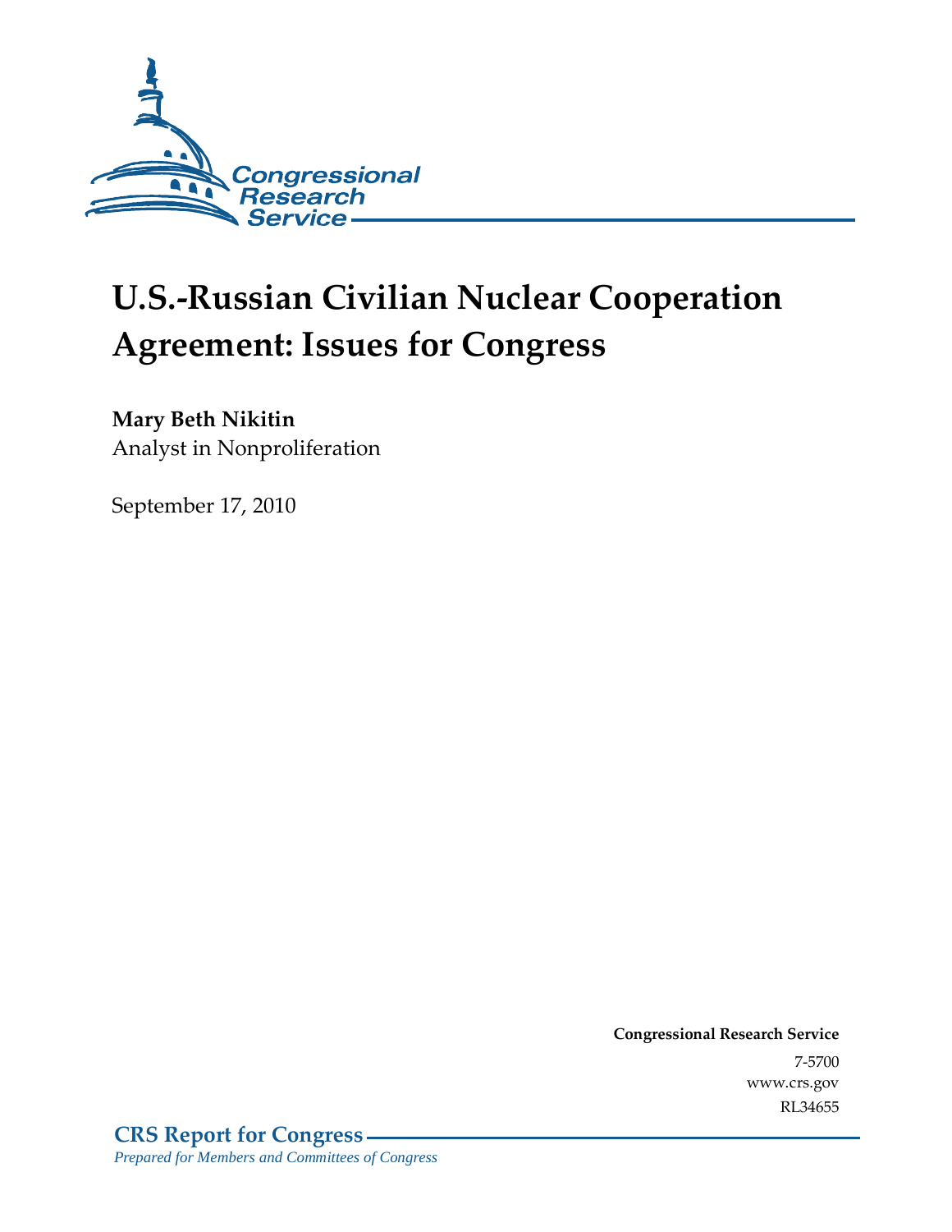Congressional Research Service

# U.S.-Russian Civilian Nuclear Cooperation Agreement: Issues for Congress

**Mary Beth Nikitin**
Analyst in Nonproliferation

September 17, 2010

**Congressional Research Service**
7-5700
www.crs.gov
RL34655

**CRS Report for Congress**
*Prepared for Members and Committees of Congress*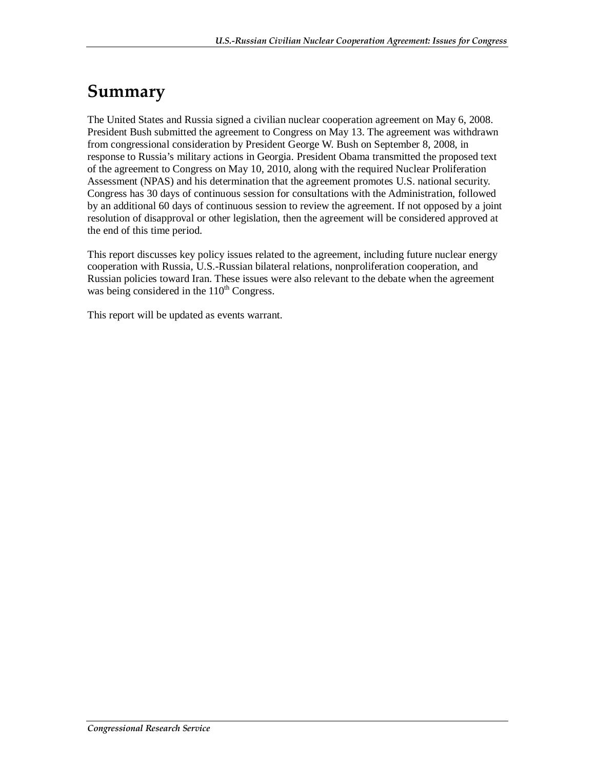# Summary

The United States and Russia signed a civilian nuclear cooperation agreement on May 6, 2008. President Bush submitted the agreement to Congress on May 13. The agreement was withdrawn from congressional consideration by President George W. Bush on September 8, 2008, in response to Russia's military actions in Georgia. President Obama transmitted the proposed text of the agreement to Congress on May 10, 2010, along with the required Nuclear Proliferation Assessment (NPAS) and his determination that the agreement promotes U.S. national security. Congress has 30 days of continuous session for consultations with the Administration, followed by an additional 60 days of continuous session to review the agreement. If not opposed by a joint resolution of disapproval or other legislation, then the agreement will be considered approved at the end of this time period.

This report discusses key policy issues related to the agreement, including future nuclear energy cooperation with Russia, U.S.-Russian bilateral relations, nonproliferation cooperation, and Russian policies toward Iran. These issues were also relevant to the debate when the agreement was being considered in the 110th Congress.

This report will be updated as events warrant.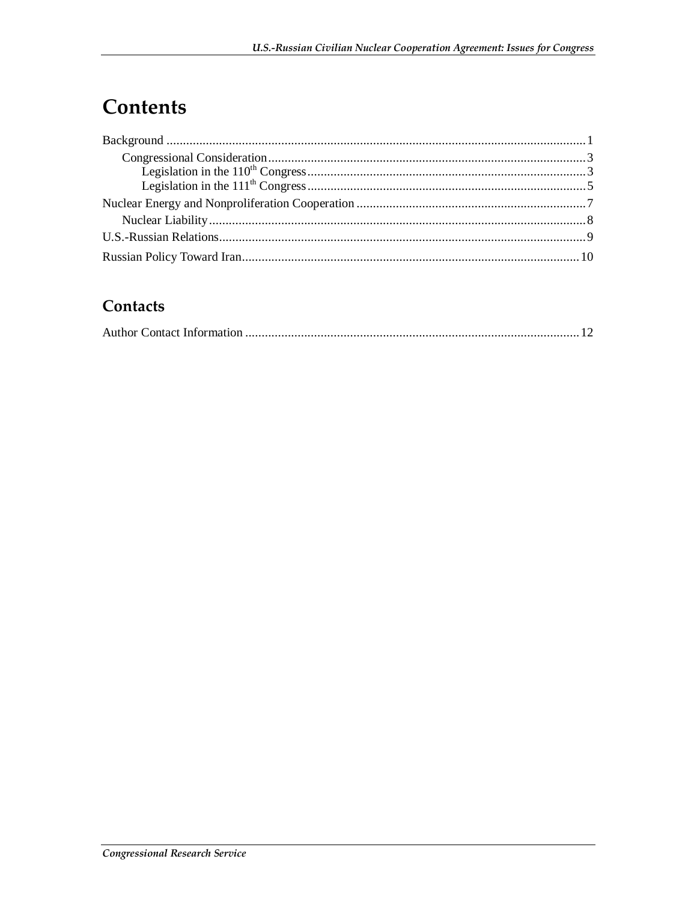# Contents

Background ........................................................................................................................... 1

Congressional Consideration ............................................................................................. 3

Legislation in the 110th Congress .................................................................................. 3

Legislation in the 111th Congress .................................................................................. 5

Nuclear Energy and Nonproliferation Cooperation ..................................................................... 7

Nuclear Liability .................................................................................................................. 8

U.S.-Russian Relations ............................................................................................................... 9

Russian Policy Toward Iran ...................................................................................................... 10

## Contacts

Author Contact Information ...................................................................................................... 12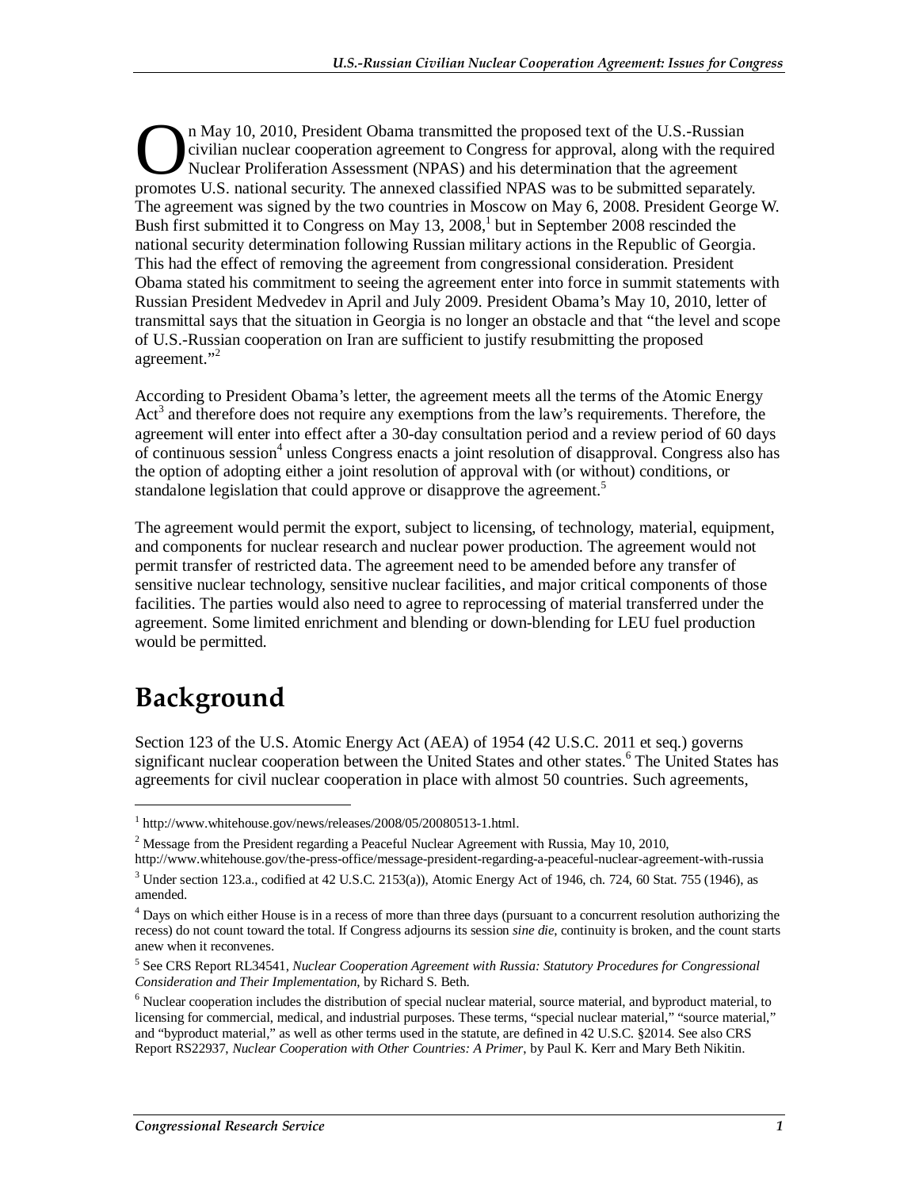On May 10, 2010, President Obama transmitted the proposed text of the U.S.-Russian civilian nuclear cooperation agreement to Congress for approval, along with the required Nuclear Proliferation Assessment (NPAS) and his determination that the agreement promotes U.S. national security. The annexed classified NPAS was to be submitted separately. The agreement was signed by the two countries in Moscow on May 6, 2008. President George W. Bush first submitted it to Congress on May 13, 2008,[1] but in September 2008 rescinded the national security determination following Russian military actions in the Republic of Georgia. This had the effect of removing the agreement from congressional consideration. President Obama stated his commitment to seeing the agreement enter into force in summit statements with Russian President Medvedev in April and July 2009. President Obama's May 10, 2010, letter of transmittal says that the situation in Georgia is no longer an obstacle and that "the level and scope of U.S.-Russian cooperation on Iran are sufficient to justify resubmitting the proposed agreement."[2]

According to President Obama's letter, the agreement meets all the terms of the Atomic Energy Act[3] and therefore does not require any exemptions from the law's requirements. Therefore, the agreement will enter into effect after a 30-day consultation period and a review period of 60 days of continuous session[4] unless Congress enacts a joint resolution of disapproval. Congress also has the option of adopting either a joint resolution of approval with (or without) conditions, or standalone legislation that could approve or disapprove the agreement.[5]

The agreement would permit the export, subject to licensing, of technology, material, equipment, and components for nuclear research and nuclear power production. The agreement would not permit transfer of restricted data. The agreement need to be amended before any transfer of sensitive nuclear technology, sensitive nuclear facilities, and major critical components of those facilities. The parties would also need to agree to reprocessing of material transferred under the agreement. Some limited enrichment and blending or down-blending for LEU fuel production would be permitted.

# Background

Section 123 of the U.S. Atomic Energy Act (AEA) of 1954 (42 U.S.C. 2011 et seq.) governs significant nuclear cooperation between the United States and other states.[6] The United States has agreements for civil nuclear cooperation in place with almost 50 countries. Such agreements,

---

[1] http://www.whitehouse.gov/news/releases/2008/05/20080513-1.html.

[2] Message from the President regarding a Peaceful Nuclear Agreement with Russia, May 10, 2010, http://www.whitehouse.gov/the-press-office/message-president-regarding-a-peaceful-nuclear-agreement-with-russia

[3] Under section 123.a., codified at 42 U.S.C. 2153(a)), Atomic Energy Act of 1946, ch. 724, 60 Stat. 755 (1946), as amended.

[4] Days on which either House is in a recess of more than three days (pursuant to a concurrent resolution authorizing the recess) do not count toward the total. If Congress adjourns its session *sine die*, continuity is broken, and the count starts anew when it reconvenes.

[5] See CRS Report RL34541, *Nuclear Cooperation Agreement with Russia: Statutory Procedures for Congressional Consideration and Their Implementation*, by Richard S. Beth.

[6] Nuclear cooperation includes the distribution of special nuclear material, source material, and byproduct material, to licensing for commercial, medical, and industrial purposes. These terms, "special nuclear material," "source material," and "byproduct material," as well as other terms used in the statute, are defined in 42 U.S.C. §2014. See also CRS Report RS22937, *Nuclear Cooperation with Other Countries: A Primer*, by Paul K. Kerr and Mary Beth Nikitin.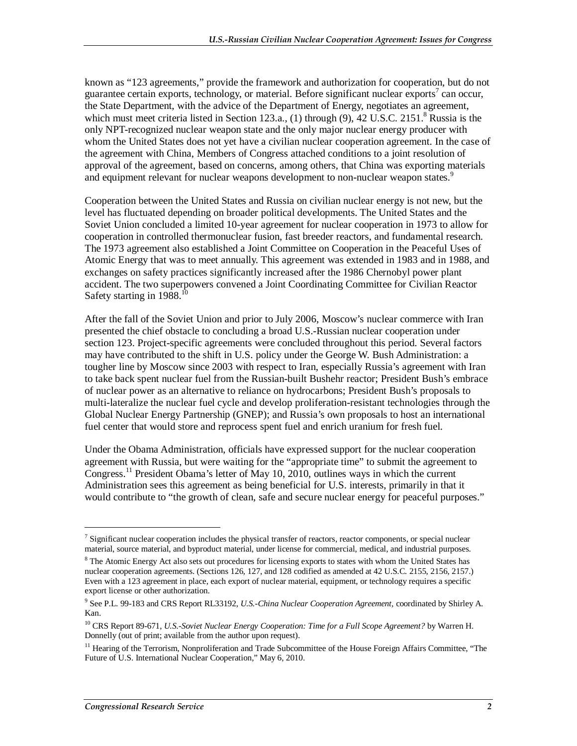known as "123 agreements," provide the framework and authorization for cooperation, but do not guarantee certain exports, technology, or material. Before significant nuclear exports[7] can occur, the State Department, with the advice of the Department of Energy, negotiates an agreement, which must meet criteria listed in Section 123.a., (1) through (9), 42 U.S.C. 2151.[8] Russia is the only NPT-recognized nuclear weapon state and the only major nuclear energy producer with whom the United States does not yet have a civilian nuclear cooperation agreement. In the case of the agreement with China, Members of Congress attached conditions to a joint resolution of approval of the agreement, based on concerns, among others, that China was exporting materials and equipment relevant for nuclear weapons development to non-nuclear weapon states.[9]

Cooperation between the United States and Russia on civilian nuclear energy is not new, but the level has fluctuated depending on broader political developments. The United States and the Soviet Union concluded a limited 10-year agreement for nuclear cooperation in 1973 to allow for cooperation in controlled thermonuclear fusion, fast breeder reactors, and fundamental research. The 1973 agreement also established a Joint Committee on Cooperation in the Peaceful Uses of Atomic Energy that was to meet annually. This agreement was extended in 1983 and in 1988, and exchanges on safety practices significantly increased after the 1986 Chernobyl power plant accident. The two superpowers convened a Joint Coordinating Committee for Civilian Reactor Safety starting in 1988.[10]

After the fall of the Soviet Union and prior to July 2006, Moscow's nuclear commerce with Iran presented the chief obstacle to concluding a broad U.S.-Russian nuclear cooperation under section 123. Project-specific agreements were concluded throughout this period. Several factors may have contributed to the shift in U.S. policy under the George W. Bush Administration: a tougher line by Moscow since 2003 with respect to Iran, especially Russia's agreement with Iran to take back spent nuclear fuel from the Russian-built Bushehr reactor; President Bush's embrace of nuclear power as an alternative to reliance on hydrocarbons; President Bush's proposals to multi-lateralize the nuclear fuel cycle and develop proliferation-resistant technologies through the Global Nuclear Energy Partnership (GNEP); and Russia's own proposals to host an international fuel center that would store and reprocess spent fuel and enrich uranium for fresh fuel.

Under the Obama Administration, officials have expressed support for the nuclear cooperation agreement with Russia, but were waiting for the "appropriate time" to submit the agreement to Congress.[11] President Obama's letter of May 10, 2010, outlines ways in which the current Administration sees this agreement as being beneficial for U.S. interests, primarily in that it would contribute to "the growth of clean, safe and secure nuclear energy for peaceful purposes."

---

[7] Significant nuclear cooperation includes the physical transfer of reactors, reactor components, or special nuclear material, source material, and byproduct material, under license for commercial, medical, and industrial purposes.

[8] The Atomic Energy Act also sets out procedures for licensing exports to states with whom the United States has nuclear cooperation agreements. (Sections 126, 127, and 128 codified as amended at 42 U.S.C. 2155, 2156, 2157.) Even with a 123 agreement in place, each export of nuclear material, equipment, or technology requires a specific export license or other authorization.

[9] See P.L. 99-183 and CRS Report RL33192, *U.S.-China Nuclear Cooperation Agreement*, coordinated by Shirley A. Kan.

[10] CRS Report 89-671, *U.S.-Soviet Nuclear Energy Cooperation: Time for a Full Scope Agreement?* by Warren H. Donnelly (out of print; available from the author upon request).

[11] Hearing of the Terrorism, Nonproliferation and Trade Subcommittee of the House Foreign Affairs Committee, "The Future of U.S. International Nuclear Cooperation," May 6, 2010.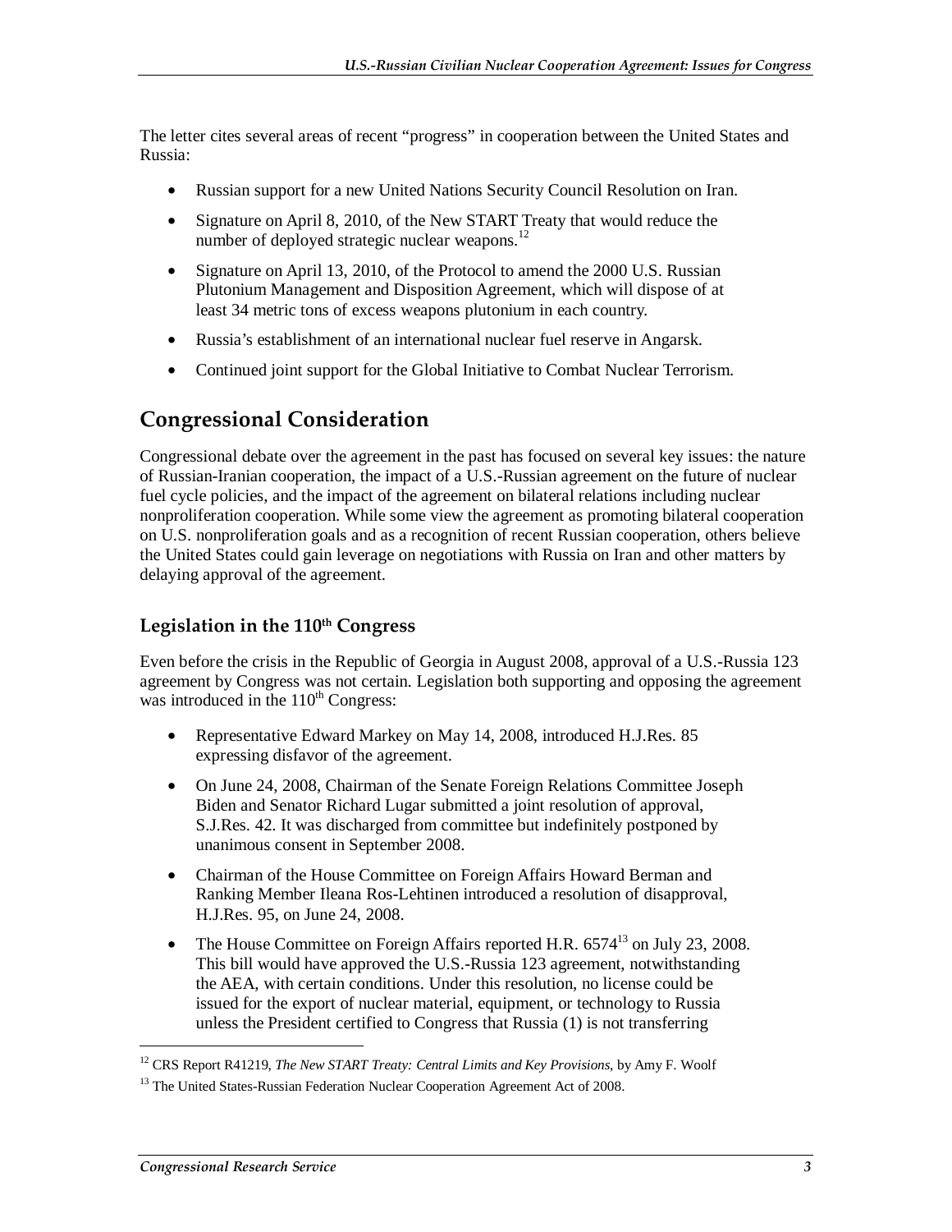The letter cites several areas of recent "progress" in cooperation between the United States and Russia:

- Russian support for a new United Nations Security Council Resolution on Iran.
- Signature on April 8, 2010, of the New START Treaty that would reduce the number of deployed strategic nuclear weapons.[12]
- Signature on April 13, 2010, of the Protocol to amend the 2000 U.S. Russian Plutonium Management and Disposition Agreement, which will dispose of at least 34 metric tons of excess weapons plutonium in each country.
- Russia's establishment of an international nuclear fuel reserve in Angarsk.
- Continued joint support for the Global Initiative to Combat Nuclear Terrorism.

## Congressional Consideration

Congressional debate over the agreement in the past has focused on several key issues: the nature of Russian-Iranian cooperation, the impact of a U.S.-Russian agreement on the future of nuclear fuel cycle policies, and the impact of the agreement on bilateral relations including nuclear nonproliferation cooperation. While some view the agreement as promoting bilateral cooperation on U.S. nonproliferation goals and as a recognition of recent Russian cooperation, others believe the United States could gain leverage on negotiations with Russia on Iran and other matters by delaying approval of the agreement.

### Legislation in the 110th Congress

Even before the crisis in the Republic of Georgia in August 2008, approval of a U.S.-Russia 123 agreement by Congress was not certain. Legislation both supporting and opposing the agreement was introduced in the 110th Congress:

- Representative Edward Markey on May 14, 2008, introduced H.J.Res. 85 expressing disfavor of the agreement.
- On June 24, 2008, Chairman of the Senate Foreign Relations Committee Joseph Biden and Senator Richard Lugar submitted a joint resolution of approval, S.J.Res. 42. It was discharged from committee but indefinitely postponed by unanimous consent in September 2008.
- Chairman of the House Committee on Foreign Affairs Howard Berman and Ranking Member Ileana Ros-Lehtinen introduced a resolution of disapproval, H.J.Res. 95, on June 24, 2008.
- The House Committee on Foreign Affairs reported H.R. 6574[13] on July 23, 2008. This bill would have approved the U.S.-Russia 123 agreement, notwithstanding the AEA, with certain conditions. Under this resolution, no license could be issued for the export of nuclear material, equipment, or technology to Russia unless the President certified to Congress that Russia (1) is not transferring

[12] CRS Report R41219, *The New START Treaty: Central Limits and Key Provisions*, by Amy F. Woolf

[13] The United States-Russian Federation Nuclear Cooperation Agreement Act of 2008.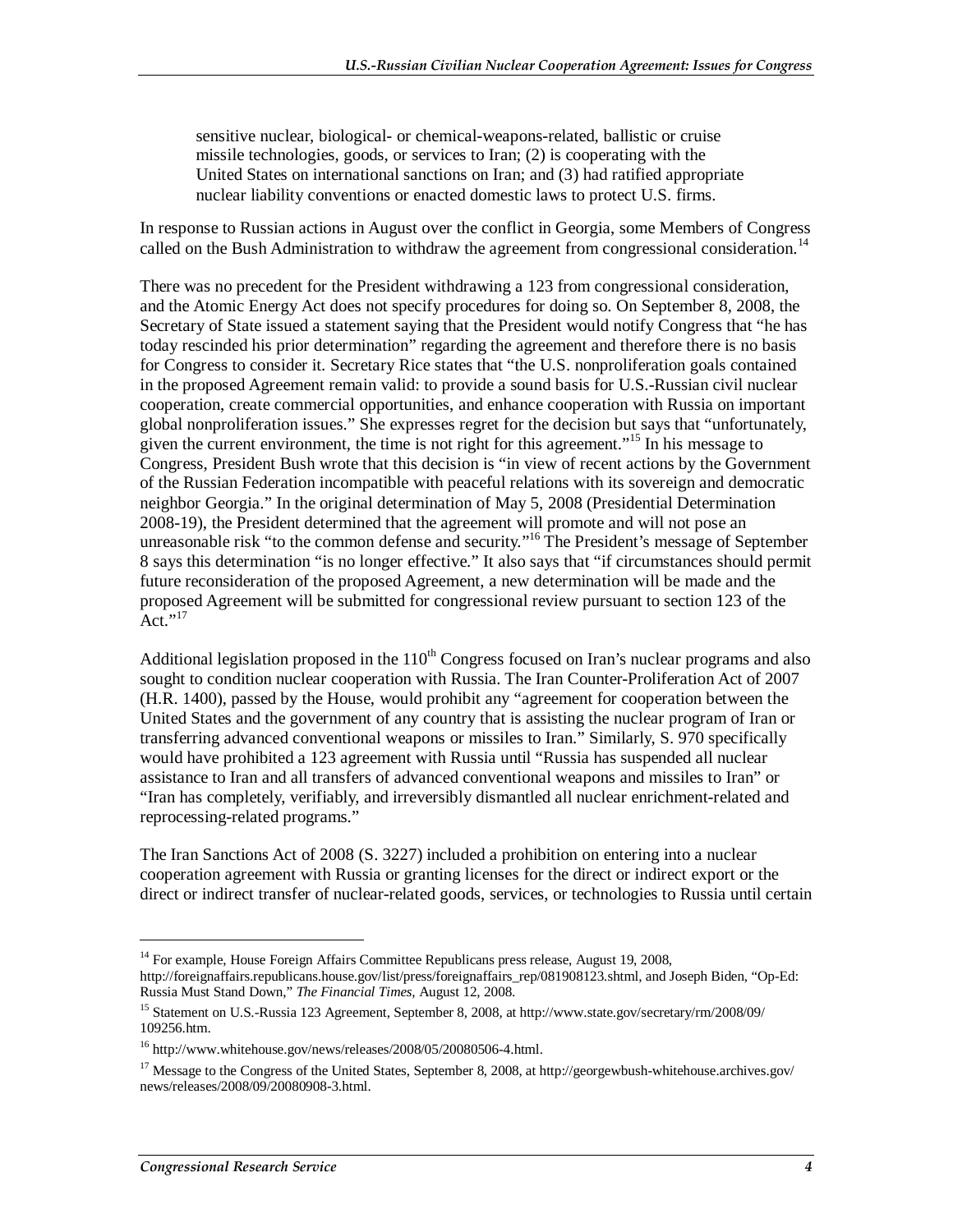> sensitive nuclear, biological- or chemical-weapons-related, ballistic or cruise missile technologies, goods, or services to Iran; (2) is cooperating with the United States on international sanctions on Iran; and (3) had ratified appropriate nuclear liability conventions or enacted domestic laws to protect U.S. firms.

In response to Russian actions in August over the conflict in Georgia, some Members of Congress called on the Bush Administration to withdraw the agreement from congressional consideration.[14]

There was no precedent for the President withdrawing a 123 from congressional consideration, and the Atomic Energy Act does not specify procedures for doing so. On September 8, 2008, the Secretary of State issued a statement saying that the President would notify Congress that "he has today rescinded his prior determination" regarding the agreement and therefore there is no basis for Congress to consider it. Secretary Rice states that "the U.S. nonproliferation goals contained in the proposed Agreement remain valid: to provide a sound basis for U.S.-Russian civil nuclear cooperation, create commercial opportunities, and enhance cooperation with Russia on important global nonproliferation issues." She expresses regret for the decision but says that "unfortunately, given the current environment, the time is not right for this agreement."[15] In his message to Congress, President Bush wrote that this decision is "in view of recent actions by the Government of the Russian Federation incompatible with peaceful relations with its sovereign and democratic neighbor Georgia." In the original determination of May 5, 2008 (Presidential Determination 2008-19), the President determined that the agreement will promote and will not pose an unreasonable risk "to the common defense and security."[16] The President's message of September 8 says this determination "is no longer effective." It also says that "if circumstances should permit future reconsideration of the proposed Agreement, a new determination will be made and the proposed Agreement will be submitted for congressional review pursuant to section 123 of the Act."[17]

Additional legislation proposed in the 110th Congress focused on Iran's nuclear programs and also sought to condition nuclear cooperation with Russia. The Iran Counter-Proliferation Act of 2007 (H.R. 1400), passed by the House, would prohibit any "agreement for cooperation between the United States and the government of any country that is assisting the nuclear program of Iran or transferring advanced conventional weapons or missiles to Iran." Similarly, S. 970 specifically would have prohibited a 123 agreement with Russia until "Russia has suspended all nuclear assistance to Iran and all transfers of advanced conventional weapons and missiles to Iran" or "Iran has completely, verifiably, and irreversibly dismantled all nuclear enrichment-related and reprocessing-related programs."

The Iran Sanctions Act of 2008 (S. 3227) included a prohibition on entering into a nuclear cooperation agreement with Russia or granting licenses for the direct or indirect export or the direct or indirect transfer of nuclear-related goods, services, or technologies to Russia until certain

---

[14] For example, House Foreign Affairs Committee Republicans press release, August 19, 2008, http://foreignaffairs.republicans.house.gov/list/press/foreignaffairs_rep/081908123.shtml, and Joseph Biden, "Op-Ed: Russia Must Stand Down," *The Financial Times*, August 12, 2008.

[15] Statement on U.S.-Russia 123 Agreement, September 8, 2008, at http://www.state.gov/secretary/rm/2008/09/109256.htm.

[16] http://www.whitehouse.gov/news/releases/2008/05/20080506-4.html.

[17] Message to the Congress of the United States, September 8, 2008, at http://georgewbush-whitehouse.archives.gov/news/releases/2008/09/20080908-3.html.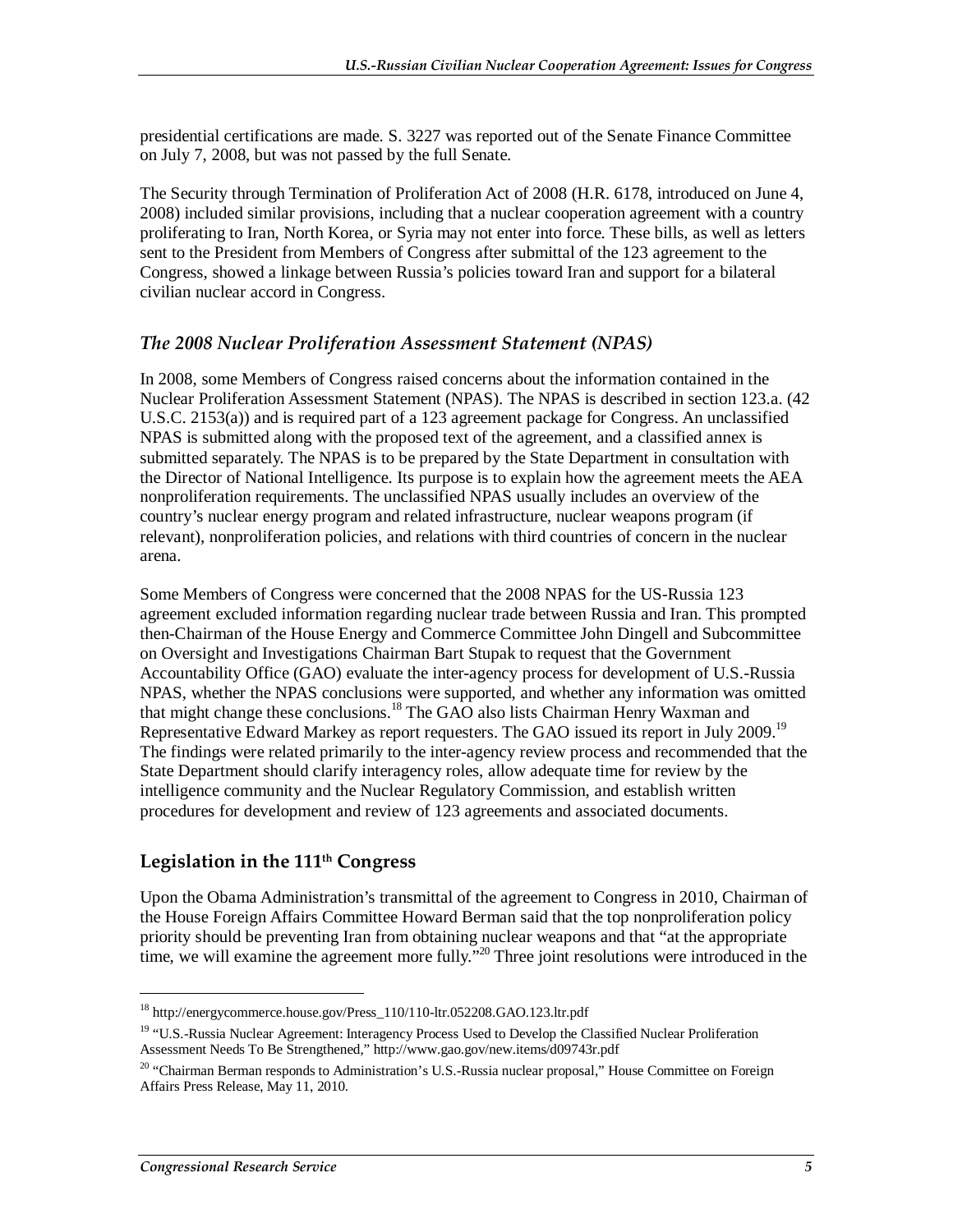presidential certifications are made. S. 3227 was reported out of the Senate Finance Committee on July 7, 2008, but was not passed by the full Senate.

The Security through Termination of Proliferation Act of 2008 (H.R. 6178, introduced on June 4, 2008) included similar provisions, including that a nuclear cooperation agreement with a country proliferating to Iran, North Korea, or Syria may not enter into force. These bills, as well as letters sent to the President from Members of Congress after submittal of the 123 agreement to the Congress, showed a linkage between Russia's policies toward Iran and support for a bilateral civilian nuclear accord in Congress.

### *The 2008 Nuclear Proliferation Assessment Statement (NPAS)*

In 2008, some Members of Congress raised concerns about the information contained in the Nuclear Proliferation Assessment Statement (NPAS). The NPAS is described in section 123.a. (42 U.S.C. 2153(a)) and is required part of a 123 agreement package for Congress. An unclassified NPAS is submitted along with the proposed text of the agreement, and a classified annex is submitted separately. The NPAS is to be prepared by the State Department in consultation with the Director of National Intelligence. Its purpose is to explain how the agreement meets the AEA nonproliferation requirements. The unclassified NPAS usually includes an overview of the country's nuclear energy program and related infrastructure, nuclear weapons program (if relevant), nonproliferation policies, and relations with third countries of concern in the nuclear arena.

Some Members of Congress were concerned that the 2008 NPAS for the US-Russia 123 agreement excluded information regarding nuclear trade between Russia and Iran. This prompted then-Chairman of the House Energy and Commerce Committee John Dingell and Subcommittee on Oversight and Investigations Chairman Bart Stupak to request that the Government Accountability Office (GAO) evaluate the inter-agency process for development of U.S.-Russia NPAS, whether the NPAS conclusions were supported, and whether any information was omitted that might change these conclusions.[18] The GAO also lists Chairman Henry Waxman and Representative Edward Markey as report requesters. The GAO issued its report in July 2009.[19] The findings were related primarily to the inter-agency review process and recommended that the State Department should clarify interagency roles, allow adequate time for review by the intelligence community and the Nuclear Regulatory Commission, and establish written procedures for development and review of 123 agreements and associated documents.

## Legislation in the 111th Congress

Upon the Obama Administration's transmittal of the agreement to Congress in 2010, Chairman of the House Foreign Affairs Committee Howard Berman said that the top nonproliferation policy priority should be preventing Iran from obtaining nuclear weapons and that "at the appropriate time, we will examine the agreement more fully."[20] Three joint resolutions were introduced in the

---

[18] http://energycommerce.house.gov/Press_110/110-ltr.052208.GAO.123.ltr.pdf

[19] "U.S.-Russia Nuclear Agreement: Interagency Process Used to Develop the Classified Nuclear Proliferation Assessment Needs To Be Strengthened," http://www.gao.gov/new.items/d09743r.pdf

[20] "Chairman Berman responds to Administration's U.S.-Russia nuclear proposal," House Committee on Foreign Affairs Press Release, May 11, 2010.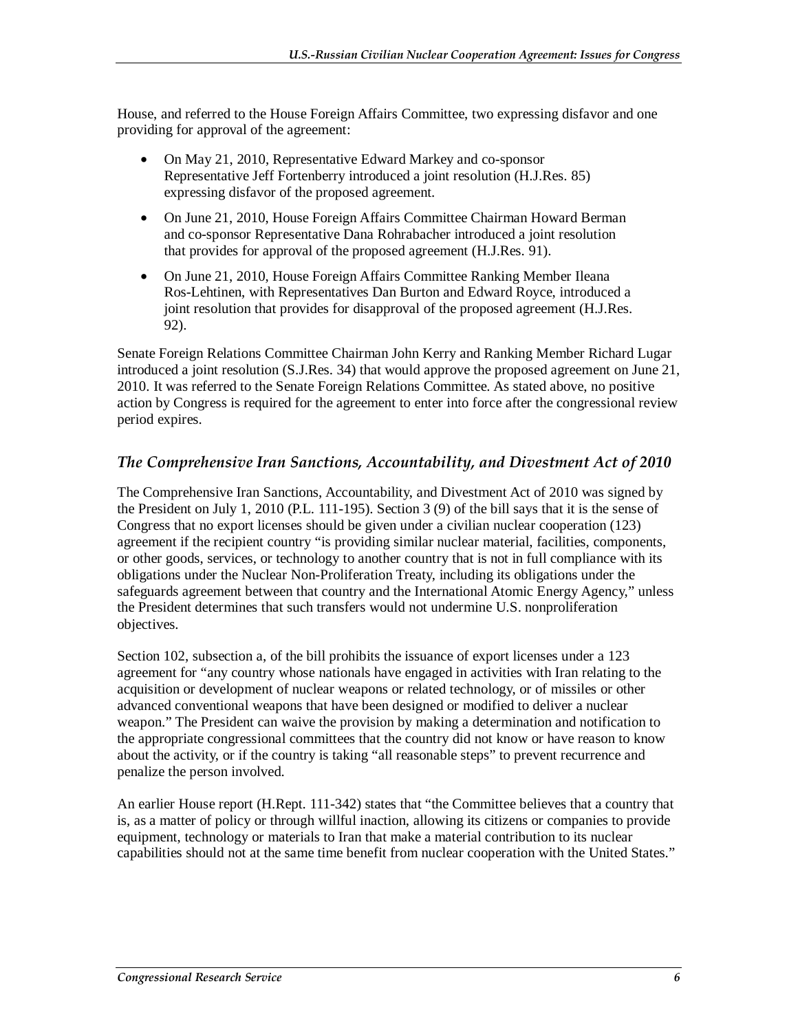House, and referred to the House Foreign Affairs Committee, two expressing disfavor and one providing for approval of the agreement:

- On May 21, 2010, Representative Edward Markey and co-sponsor Representative Jeff Fortenberry introduced a joint resolution (H.J.Res. 85) expressing disfavor of the proposed agreement.
- On June 21, 2010, House Foreign Affairs Committee Chairman Howard Berman and co-sponsor Representative Dana Rohrabacher introduced a joint resolution that provides for approval of the proposed agreement (H.J.Res. 91).
- On June 21, 2010, House Foreign Affairs Committee Ranking Member Ileana Ros-Lehtinen, with Representatives Dan Burton and Edward Royce, introduced a joint resolution that provides for disapproval of the proposed agreement (H.J.Res. 92).

Senate Foreign Relations Committee Chairman John Kerry and Ranking Member Richard Lugar introduced a joint resolution (S.J.Res. 34) that would approve the proposed agreement on June 21, 2010. It was referred to the Senate Foreign Relations Committee. As stated above, no positive action by Congress is required for the agreement to enter into force after the congressional review period expires.

### *The Comprehensive Iran Sanctions, Accountability, and Divestment Act of 2010*

The Comprehensive Iran Sanctions, Accountability, and Divestment Act of 2010 was signed by the President on July 1, 2010 (P.L. 111-195). Section 3 (9) of the bill says that it is the sense of Congress that no export licenses should be given under a civilian nuclear cooperation (123) agreement if the recipient country "is providing similar nuclear material, facilities, components, or other goods, services, or technology to another country that is not in full compliance with its obligations under the Nuclear Non-Proliferation Treaty, including its obligations under the safeguards agreement between that country and the International Atomic Energy Agency," unless the President determines that such transfers would not undermine U.S. nonproliferation objectives.

Section 102, subsection a, of the bill prohibits the issuance of export licenses under a 123 agreement for "any country whose nationals have engaged in activities with Iran relating to the acquisition or development of nuclear weapons or related technology, or of missiles or other advanced conventional weapons that have been designed or modified to deliver a nuclear weapon." The President can waive the provision by making a determination and notification to the appropriate congressional committees that the country did not know or have reason to know about the activity, or if the country is taking "all reasonable steps" to prevent recurrence and penalize the person involved.

An earlier House report (H.Rept. 111-342) states that "the Committee believes that a country that is, as a matter of policy or through willful inaction, allowing its citizens or companies to provide equipment, technology or materials to Iran that make a material contribution to its nuclear capabilities should not at the same time benefit from nuclear cooperation with the United States."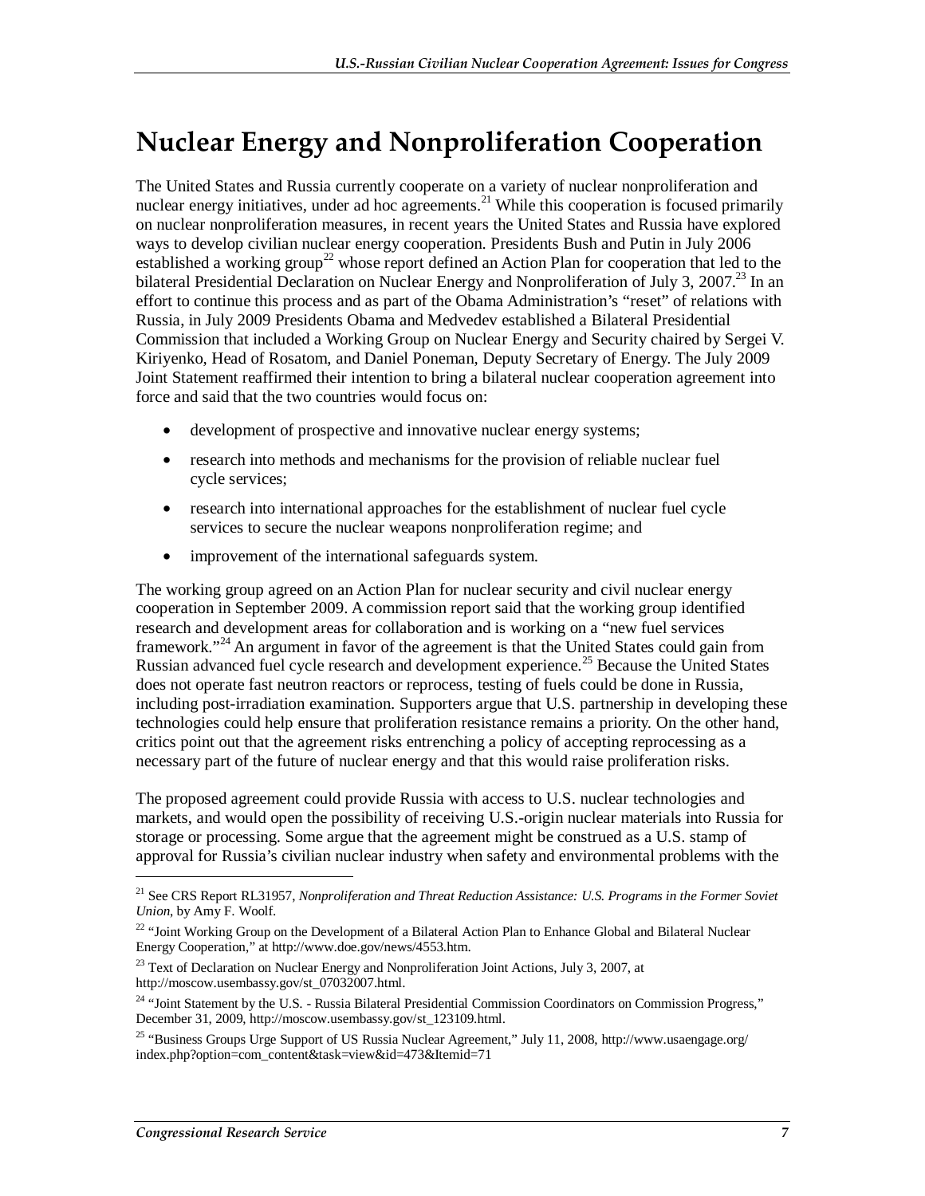# Nuclear Energy and Nonproliferation Cooperation

The United States and Russia currently cooperate on a variety of nuclear nonproliferation and nuclear energy initiatives, under ad hoc agreements.[21] While this cooperation is focused primarily on nuclear nonproliferation measures, in recent years the United States and Russia have explored ways to develop civilian nuclear energy cooperation. Presidents Bush and Putin in July 2006 established a working group[22] whose report defined an Action Plan for cooperation that led to the bilateral Presidential Declaration on Nuclear Energy and Nonproliferation of July 3, 2007.[23] In an effort to continue this process and as part of the Obama Administration's "reset" of relations with Russia, in July 2009 Presidents Obama and Medvedev established a Bilateral Presidential Commission that included a Working Group on Nuclear Energy and Security chaired by Sergei V. Kiriyenko, Head of Rosatom, and Daniel Poneman, Deputy Secretary of Energy. The July 2009 Joint Statement reaffirmed their intention to bring a bilateral nuclear cooperation agreement into force and said that the two countries would focus on:

- development of prospective and innovative nuclear energy systems;
- research into methods and mechanisms for the provision of reliable nuclear fuel cycle services;
- research into international approaches for the establishment of nuclear fuel cycle services to secure the nuclear weapons nonproliferation regime; and
- improvement of the international safeguards system.

The working group agreed on an Action Plan for nuclear security and civil nuclear energy cooperation in September 2009. A commission report said that the working group identified research and development areas for collaboration and is working on a "new fuel services framework."[24] An argument in favor of the agreement is that the United States could gain from Russian advanced fuel cycle research and development experience.[25] Because the United States does not operate fast neutron reactors or reprocess, testing of fuels could be done in Russia, including post-irradiation examination. Supporters argue that U.S. partnership in developing these technologies could help ensure that proliferation resistance remains a priority. On the other hand, critics point out that the agreement risks entrenching a policy of accepting reprocessing as a necessary part of the future of nuclear energy and that this would raise proliferation risks.

The proposed agreement could provide Russia with access to U.S. nuclear technologies and markets, and would open the possibility of receiving U.S.-origin nuclear materials into Russia for storage or processing. Some argue that the agreement might be construed as a U.S. stamp of approval for Russia's civilian nuclear industry when safety and environmental problems with the

---

[21] See CRS Report RL31957, *Nonproliferation and Threat Reduction Assistance: U.S. Programs in the Former Soviet Union*, by Amy F. Woolf.

[22] "Joint Working Group on the Development of a Bilateral Action Plan to Enhance Global and Bilateral Nuclear Energy Cooperation," at http://www.doe.gov/news/4553.htm.

[23] Text of Declaration on Nuclear Energy and Nonproliferation Joint Actions, July 3, 2007, at http://moscow.usembassy.gov/st_07032007.html.

[24] "Joint Statement by the U.S. - Russia Bilateral Presidential Commission Coordinators on Commission Progress," December 31, 2009, http://moscow.usembassy.gov/st_123109.html.

[25] "Business Groups Urge Support of US Russia Nuclear Agreement," July 11, 2008, http://www.usaengage.org/index.php?option=com_content&task=view&id=473&Itemid=71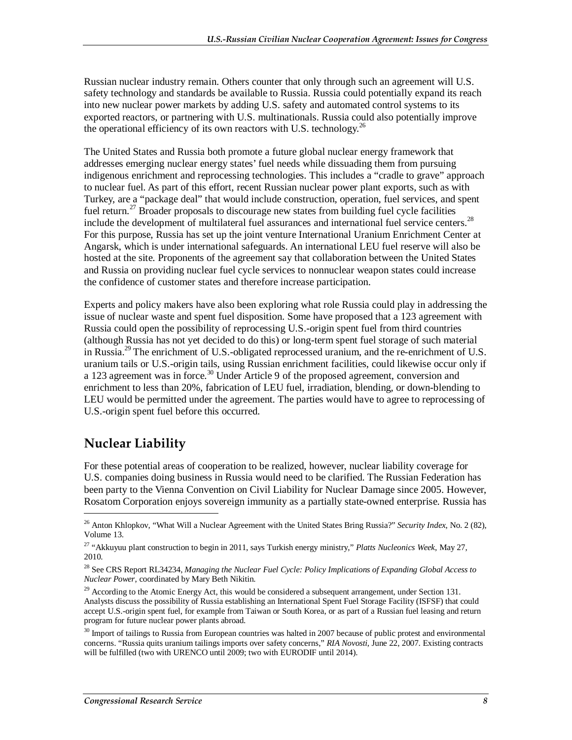Russian nuclear industry remain. Others counter that only through such an agreement will U.S. safety technology and standards be available to Russia. Russia could potentially expand its reach into new nuclear power markets by adding U.S. safety and automated control systems to its exported reactors, or partnering with U.S. multinationals. Russia could also potentially improve the operational efficiency of its own reactors with U.S. technology.[26]

The United States and Russia both promote a future global nuclear energy framework that addresses emerging nuclear energy states' fuel needs while dissuading them from pursuing indigenous enrichment and reprocessing technologies. This includes a "cradle to grave" approach to nuclear fuel. As part of this effort, recent Russian nuclear power plant exports, such as with Turkey, are a "package deal" that would include construction, operation, fuel services, and spent fuel return.[27] Broader proposals to discourage new states from building fuel cycle facilities include the development of multilateral fuel assurances and international fuel service centers.[28] For this purpose, Russia has set up the joint venture International Uranium Enrichment Center at Angarsk, which is under international safeguards. An international LEU fuel reserve will also be hosted at the site. Proponents of the agreement say that collaboration between the United States and Russia on providing nuclear fuel cycle services to nonnuclear weapon states could increase the confidence of customer states and therefore increase participation.

Experts and policy makers have also been exploring what role Russia could play in addressing the issue of nuclear waste and spent fuel disposition. Some have proposed that a 123 agreement with Russia could open the possibility of reprocessing U.S.-origin spent fuel from third countries (although Russia has not yet decided to do this) or long-term spent fuel storage of such material in Russia.[29] The enrichment of U.S.-obligated reprocessed uranium, and the re-enrichment of U.S. uranium tails or U.S.-origin tails, using Russian enrichment facilities, could likewise occur only if a 123 agreement was in force.[30] Under Article 9 of the proposed agreement, conversion and enrichment to less than 20%, fabrication of LEU fuel, irradiation, blending, or down-blending to LEU would be permitted under the agreement. The parties would have to agree to reprocessing of U.S.-origin spent fuel before this occurred.

## Nuclear Liability

For these potential areas of cooperation to be realized, however, nuclear liability coverage for U.S. companies doing business in Russia would need to be clarified. The Russian Federation has been party to the Vienna Convention on Civil Liability for Nuclear Damage since 2005. However, Rosatom Corporation enjoys sovereign immunity as a partially state-owned enterprise. Russia has

---

[26] Anton Khlopkov, "What Will a Nuclear Agreement with the United States Bring Russia?" *Security Index*, No. 2 (82), Volume 13.

[27] "Akkuyuu plant construction to begin in 2011, says Turkish energy ministry," *Platts Nucleonics Week*, May 27, 2010.

[28] See CRS Report RL34234, *Managing the Nuclear Fuel Cycle: Policy Implications of Expanding Global Access to Nuclear Power*, coordinated by Mary Beth Nikitin.

[29] According to the Atomic Energy Act, this would be considered a subsequent arrangement, under Section 131. Analysts discuss the possibility of Russia establishing an International Spent Fuel Storage Facility (ISFSF) that could accept U.S.-origin spent fuel, for example from Taiwan or South Korea, or as part of a Russian fuel leasing and return program for future nuclear power plants abroad.

[30] Import of tailings to Russia from European countries was halted in 2007 because of public protest and environmental concerns. "Russia quits uranium tailings imports over safety concerns," *RIA Novosti*, June 22, 2007. Existing contracts will be fulfilled (two with URENCO until 2009; two with EURODIF until 2014).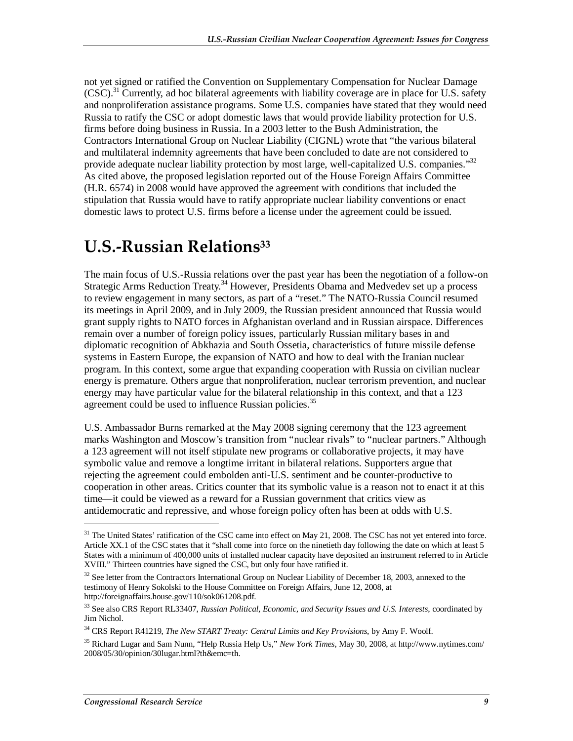not yet signed or ratified the Convention on Supplementary Compensation for Nuclear Damage (CSC).[31] Currently, ad hoc bilateral agreements with liability coverage are in place for U.S. safety and nonproliferation assistance programs. Some U.S. companies have stated that they would need Russia to ratify the CSC or adopt domestic laws that would provide liability protection for U.S. firms before doing business in Russia. In a 2003 letter to the Bush Administration, the Contractors International Group on Nuclear Liability (CIGNL) wrote that "the various bilateral and multilateral indemnity agreements that have been concluded to date are not considered to provide adequate nuclear liability protection by most large, well-capitalized U.S. companies."[32] As cited above, the proposed legislation reported out of the House Foreign Affairs Committee (H.R. 6574) in 2008 would have approved the agreement with conditions that included the stipulation that Russia would have to ratify appropriate nuclear liability conventions or enact domestic laws to protect U.S. firms before a license under the agreement could be issued.

# U.S.-Russian Relations[33]

The main focus of U.S.-Russia relations over the past year has been the negotiation of a follow-on Strategic Arms Reduction Treaty.[34] However, Presidents Obama and Medvedev set up a process to review engagement in many sectors, as part of a "reset." The NATO-Russia Council resumed its meetings in April 2009, and in July 2009, the Russian president announced that Russia would grant supply rights to NATO forces in Afghanistan overland and in Russian airspace. Differences remain over a number of foreign policy issues, particularly Russian military bases in and diplomatic recognition of Abkhazia and South Ossetia, characteristics of future missile defense systems in Eastern Europe, the expansion of NATO and how to deal with the Iranian nuclear program. In this context, some argue that expanding cooperation with Russia on civilian nuclear energy is premature. Others argue that nonproliferation, nuclear terrorism prevention, and nuclear energy may have particular value for the bilateral relationship in this context, and that a 123 agreement could be used to influence Russian policies.[35]

U.S. Ambassador Burns remarked at the May 2008 signing ceremony that the 123 agreement marks Washington and Moscow's transition from "nuclear rivals" to "nuclear partners." Although a 123 agreement will not itself stipulate new programs or collaborative projects, it may have symbolic value and remove a longtime irritant in bilateral relations. Supporters argue that rejecting the agreement could embolden anti-U.S. sentiment and be counter-productive to cooperation in other areas. Critics counter that its symbolic value is a reason not to enact it at this time—it could be viewed as a reward for a Russian government that critics view as antidemocratic and repressive, and whose foreign policy often has been at odds with U.S.

---

[31] The United States' ratification of the CSC came into effect on May 21, 2008. The CSC has not yet entered into force. Article XX.1 of the CSC states that it "shall come into force on the ninetieth day following the date on which at least 5 States with a minimum of 400,000 units of installed nuclear capacity have deposited an instrument referred to in Article XVIII." Thirteen countries have signed the CSC, but only four have ratified it.

[32] See letter from the Contractors International Group on Nuclear Liability of December 18, 2003, annexed to the testimony of Henry Sokolski to the House Committee on Foreign Affairs, June 12, 2008, at http://foreignaffairs.house.gov/110/sok061208.pdf.

[33] See also CRS Report RL33407, *Russian Political, Economic, and Security Issues and U.S. Interests*, coordinated by Jim Nichol.

[34] CRS Report R41219, *The New START Treaty: Central Limits and Key Provisions*, by Amy F. Woolf.

[35] Richard Lugar and Sam Nunn, "Help Russia Help Us," *New York Times*, May 30, 2008, at http://www.nytimes.com/2008/05/30/opinion/30lugar.html?th&emc=th.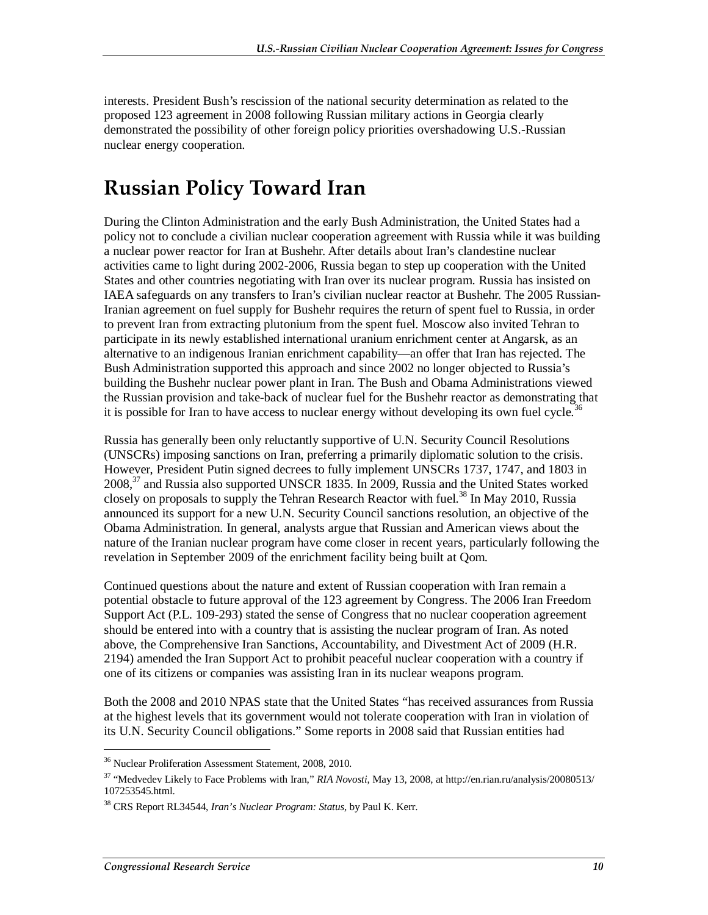interests. President Bush's rescission of the national security determination as related to the proposed 123 agreement in 2008 following Russian military actions in Georgia clearly demonstrated the possibility of other foreign policy priorities overshadowing U.S.-Russian nuclear energy cooperation.

# Russian Policy Toward Iran

During the Clinton Administration and the early Bush Administration, the United States had a policy not to conclude a civilian nuclear cooperation agreement with Russia while it was building a nuclear power reactor for Iran at Bushehr. After details about Iran's clandestine nuclear activities came to light during 2002-2006, Russia began to step up cooperation with the United States and other countries negotiating with Iran over its nuclear program. Russia has insisted on IAEA safeguards on any transfers to Iran's civilian nuclear reactor at Bushehr. The 2005 Russian-Iranian agreement on fuel supply for Bushehr requires the return of spent fuel to Russia, in order to prevent Iran from extracting plutonium from the spent fuel. Moscow also invited Tehran to participate in its newly established international uranium enrichment center at Angarsk, as an alternative to an indigenous Iranian enrichment capability—an offer that Iran has rejected. The Bush Administration supported this approach and since 2002 no longer objected to Russia's building the Bushehr nuclear power plant in Iran. The Bush and Obama Administrations viewed the Russian provision and take-back of nuclear fuel for the Bushehr reactor as demonstrating that it is possible for Iran to have access to nuclear energy without developing its own fuel cycle.[36]

Russia has generally been only reluctantly supportive of U.N. Security Council Resolutions (UNSCRs) imposing sanctions on Iran, preferring a primarily diplomatic solution to the crisis. However, President Putin signed decrees to fully implement UNSCRs 1737, 1747, and 1803 in 2008,[37] and Russia also supported UNSCR 1835. In 2009, Russia and the United States worked closely on proposals to supply the Tehran Research Reactor with fuel.[38] In May 2010, Russia announced its support for a new U.N. Security Council sanctions resolution, an objective of the Obama Administration. In general, analysts argue that Russian and American views about the nature of the Iranian nuclear program have come closer in recent years, particularly following the revelation in September 2009 of the enrichment facility being built at Qom.

Continued questions about the nature and extent of Russian cooperation with Iran remain a potential obstacle to future approval of the 123 agreement by Congress. The 2006 Iran Freedom Support Act (P.L. 109-293) stated the sense of Congress that no nuclear cooperation agreement should be entered into with a country that is assisting the nuclear program of Iran. As noted above, the Comprehensive Iran Sanctions, Accountability, and Divestment Act of 2009 (H.R. 2194) amended the Iran Support Act to prohibit peaceful nuclear cooperation with a country if one of its citizens or companies was assisting Iran in its nuclear weapons program.

Both the 2008 and 2010 NPAS state that the United States "has received assurances from Russia at the highest levels that its government would not tolerate cooperation with Iran in violation of its U.N. Security Council obligations." Some reports in 2008 said that Russian entities had

---

[36] Nuclear Proliferation Assessment Statement, 2008, 2010.

[37] "Medvedev Likely to Face Problems with Iran," *RIA Novosti*, May 13, 2008, at http://en.rian.ru/analysis/20080513/107253545.html.

[38] CRS Report RL34544, *Iran's Nuclear Program: Status*, by Paul K. Kerr.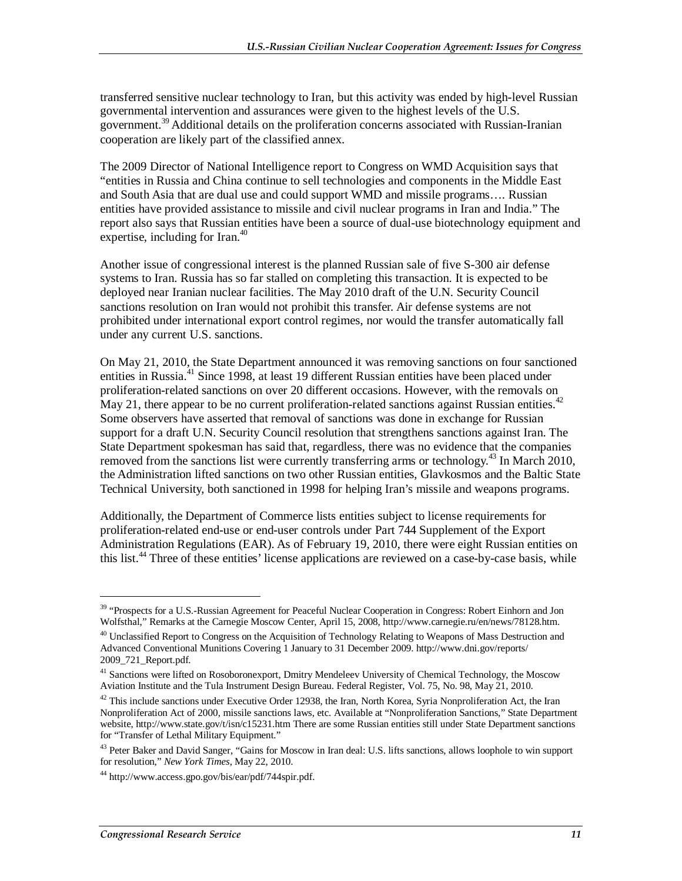transferred sensitive nuclear technology to Iran, but this activity was ended by high-level Russian governmental intervention and assurances were given to the highest levels of the U.S. government.[39] Additional details on the proliferation concerns associated with Russian-Iranian cooperation are likely part of the classified annex.

The 2009 Director of National Intelligence report to Congress on WMD Acquisition says that "entities in Russia and China continue to sell technologies and components in the Middle East and South Asia that are dual use and could support WMD and missile programs…. Russian entities have provided assistance to missile and civil nuclear programs in Iran and India." The report also says that Russian entities have been a source of dual-use biotechnology equipment and expertise, including for Iran.[40]

Another issue of congressional interest is the planned Russian sale of five S-300 air defense systems to Iran. Russia has so far stalled on completing this transaction. It is expected to be deployed near Iranian nuclear facilities. The May 2010 draft of the U.N. Security Council sanctions resolution on Iran would not prohibit this transfer. Air defense systems are not prohibited under international export control regimes, nor would the transfer automatically fall under any current U.S. sanctions.

On May 21, 2010, the State Department announced it was removing sanctions on four sanctioned entities in Russia.[41] Since 1998, at least 19 different Russian entities have been placed under proliferation-related sanctions on over 20 different occasions. However, with the removals on May 21, there appear to be no current proliferation-related sanctions against Russian entities.[42] Some observers have asserted that removal of sanctions was done in exchange for Russian support for a draft U.N. Security Council resolution that strengthens sanctions against Iran. The State Department spokesman has said that, regardless, there was no evidence that the companies removed from the sanctions list were currently transferring arms or technology.[43] In March 2010, the Administration lifted sanctions on two other Russian entities, Glavkosmos and the Baltic State Technical University, both sanctioned in 1998 for helping Iran's missile and weapons programs.

Additionally, the Department of Commerce lists entities subject to license requirements for proliferation-related end-use or end-user controls under Part 744 Supplement of the Export Administration Regulations (EAR). As of February 19, 2010, there were eight Russian entities on this list.[44] Three of these entities' license applications are reviewed on a case-by-case basis, while

---

[39] "Prospects for a U.S.-Russian Agreement for Peaceful Nuclear Cooperation in Congress: Robert Einhorn and Jon Wolfsthal," Remarks at the Carnegie Moscow Center, April 15, 2008, http://www.carnegie.ru/en/news/78128.htm.

[40] Unclassified Report to Congress on the Acquisition of Technology Relating to Weapons of Mass Destruction and Advanced Conventional Munitions Covering 1 January to 31 December 2009. http://www.dni.gov/reports/2009_721_Report.pdf.

[41] Sanctions were lifted on Rosoboronexport, Dmitry Mendeleev University of Chemical Technology, the Moscow Aviation Institute and the Tula Instrument Design Bureau. Federal Register, Vol. 75, No. 98, May 21, 2010.

[42] This include sanctions under Executive Order 12938, the Iran, North Korea, Syria Nonproliferation Act, the Iran Nonproliferation Act of 2000, missile sanctions laws, etc. Available at "Nonproliferation Sanctions," State Department website, http://www.state.gov/t/isn/c15231.htm There are some Russian entities still under State Department sanctions for "Transfer of Lethal Military Equipment."

[43] Peter Baker and David Sanger, "Gains for Moscow in Iran deal: U.S. lifts sanctions, allows loophole to win support for resolution," *New York Times*, May 22, 2010.

[44] http://www.access.gpo.gov/bis/ear/pdf/744spir.pdf.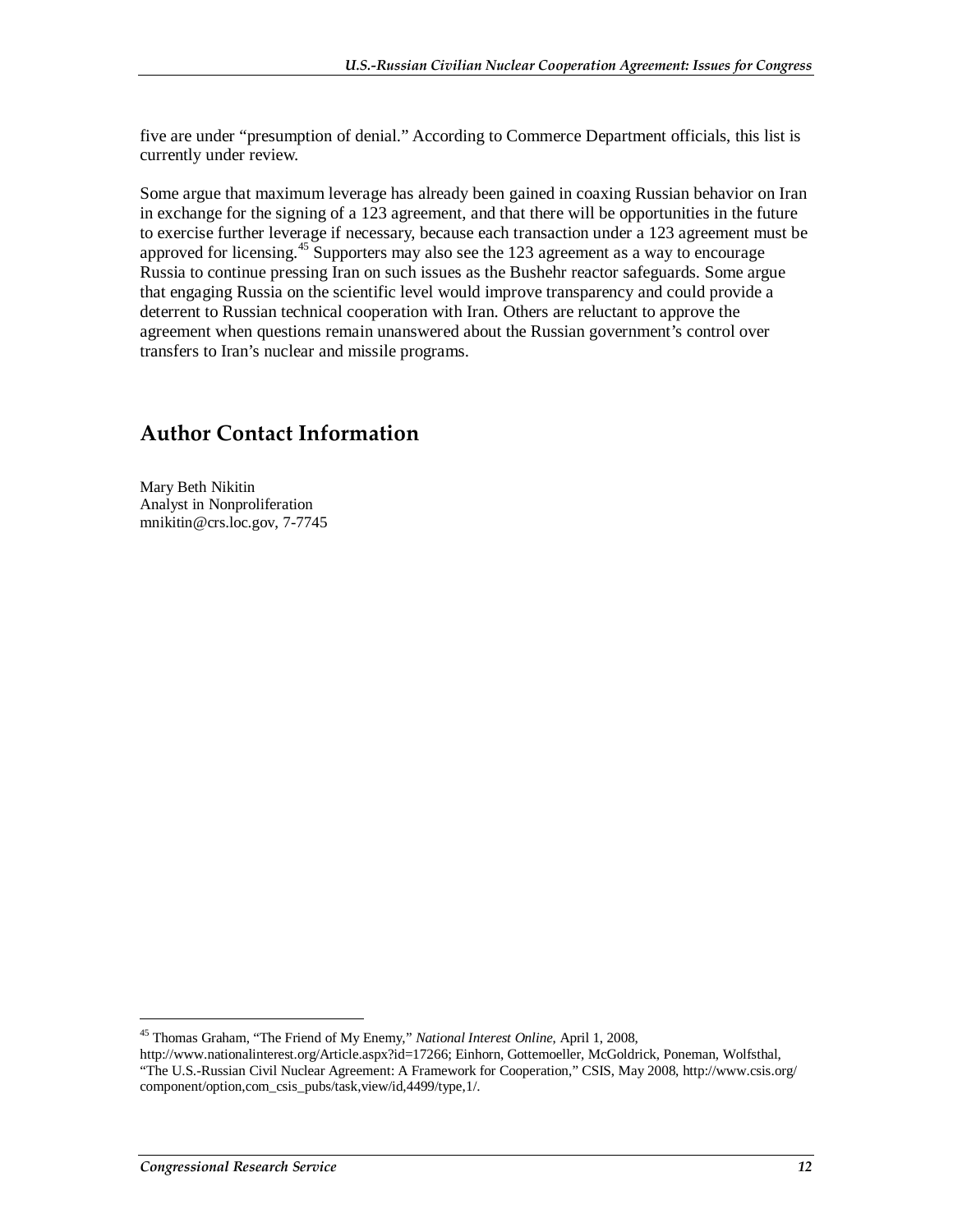five are under "presumption of denial." According to Commerce Department officials, this list is currently under review.

Some argue that maximum leverage has already been gained in coaxing Russian behavior on Iran in exchange for the signing of a 123 agreement, and that there will be opportunities in the future to exercise further leverage if necessary, because each transaction under a 123 agreement must be approved for licensing.[45] Supporters may also see the 123 agreement as a way to encourage Russia to continue pressing Iran on such issues as the Bushehr reactor safeguards. Some argue that engaging Russia on the scientific level would improve transparency and could provide a deterrent to Russian technical cooperation with Iran. Others are reluctant to approve the agreement when questions remain unanswered about the Russian government's control over transfers to Iran's nuclear and missile programs.

## Author Contact Information

Mary Beth Nikitin
Analyst in Nonproliferation
mnikitin@crs.loc.gov, 7-7745

---

[45] Thomas Graham, "The Friend of My Enemy," *National Interest Online*, April 1, 2008, http://www.nationalinterest.org/Article.aspx?id=17266; Einhorn, Gottemoeller, McGoldrick, Poneman, Wolfsthal, "The U.S.-Russian Civil Nuclear Agreement: A Framework for Cooperation," CSIS, May 2008, http://www.csis.org/component/option,com_csis_pubs/task,view/id,4499/type,1/.